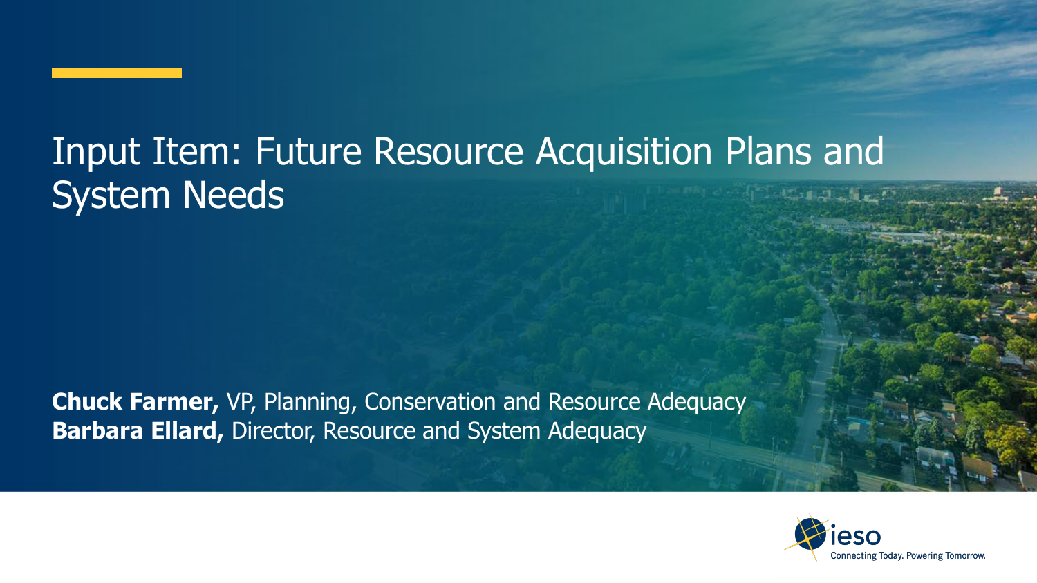# Input Item: Future Resource Acquisition Plans and System Needs

**Chuck Farmer,** VP, Planning, Conservation and Resource Adequacy
**Barbara Ellard,** Director, Resource and System Adequacy

ieso
Connecting Today. Powering Tomorrow.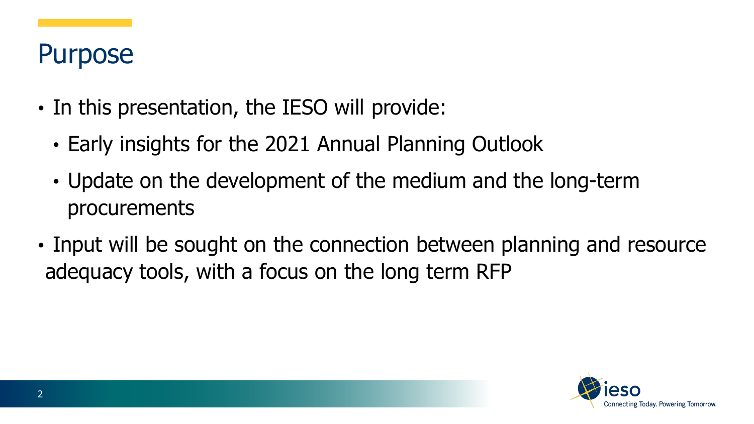# Purpose

- In this presentation, the IESO will provide:
  - Early insights for the 2021 Annual Planning Outlook
  - Update on the development of the medium and the long-term procurements
- Input will be sought on the connection between planning and resource adequacy tools, with a focus on the long term RFP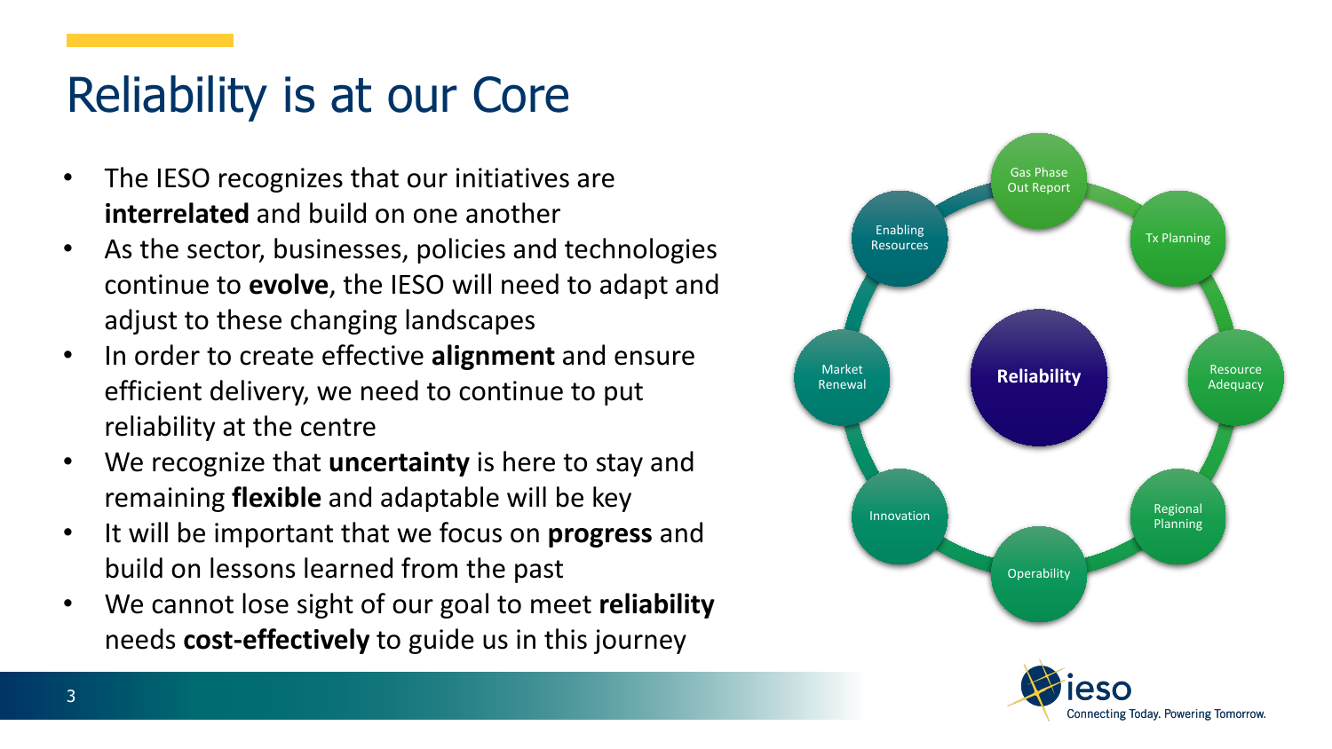# Reliability is at our Core

- The IESO recognizes that our initiatives are **interrelated** and build on one another
- As the sector, businesses, policies and technologies continue to **evolve**, the IESO will need to adapt and adjust to these changing landscapes
- In order to create effective **alignment** and ensure efficient delivery, we need to continue to put reliability at the centre
- We recognize that **uncertainty** is here to stay and remaining **flexible** and adaptable will be key
- It will be important that we focus on **progress** and build on lessons learned from the past
- We cannot lose sight of our goal to meet **reliability** needs **cost-effectively** to guide us in this journey

**Reliability**

- Gas Phase Out Report
- Tx Planning
- Resource Adequacy
- Regional Planning
- Operability
- Innovation
- Market Renewal
- Enabling Resources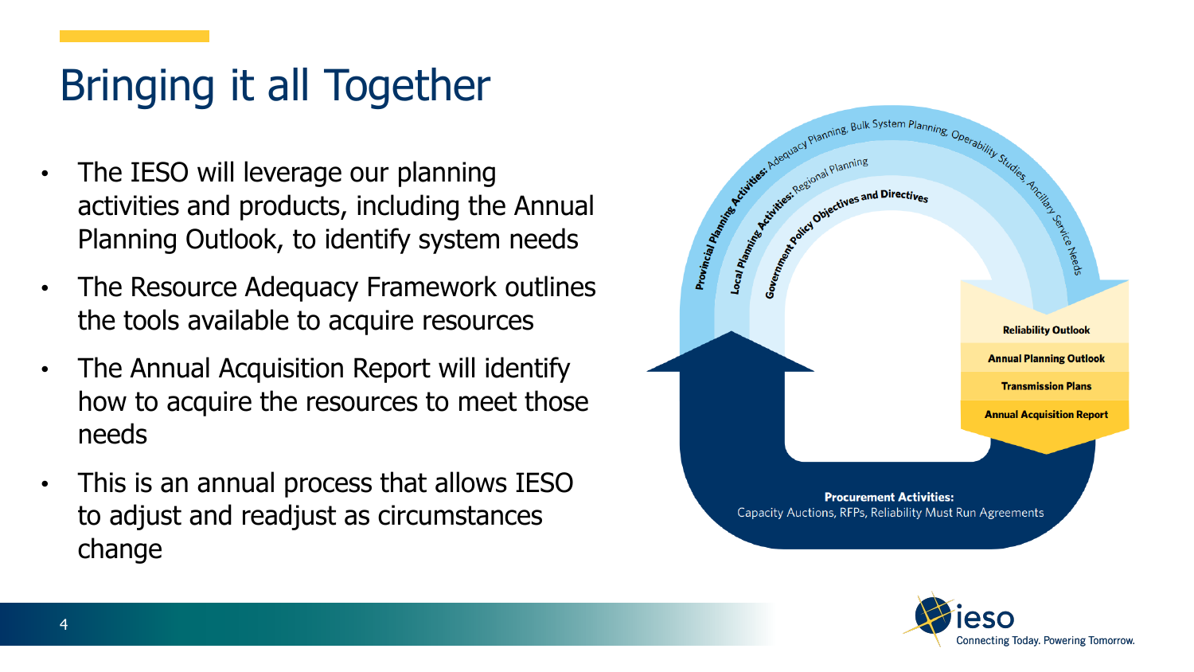# Bringing it all Together

- The IESO will leverage our planning activities and products, including the Annual Planning Outlook, to identify system needs
- The Resource Adequacy Framework outlines the tools available to acquire resources
- The Annual Acquisition Report will identify how to acquire the resources to meet those needs
- This is an annual process that allows IESO to adjust and readjust as circumstances change

**Provincial Planning Activities:** Adequacy Planning, Bulk System Planning, Operability Studies, Ancillary Service Needs

**Local Planning Activities:** Regional Planning

**Government Policy Objectives and Directives**

**Reliability Outlook**

**Annual Planning Outlook**

**Transmission Plans**

**Annual Acquisition Report**

**Procurement Activities:**
Capacity Auctions, RFPs, Reliability Must Run Agreements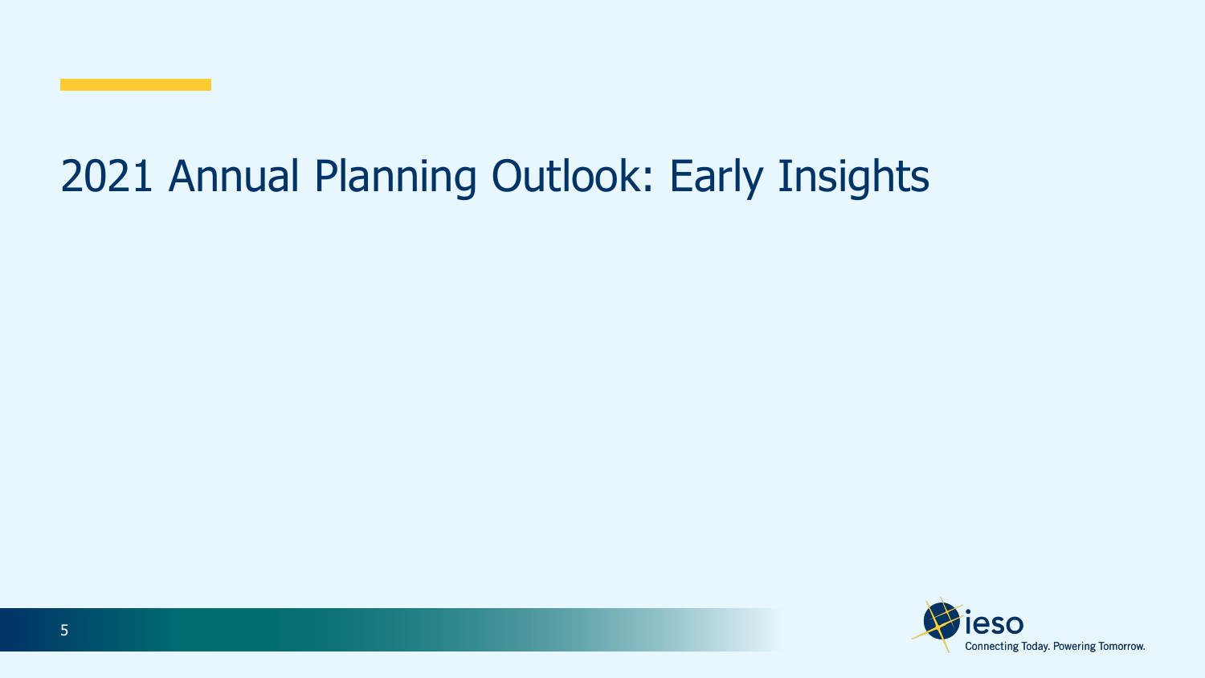# 2021 Annual Planning Outlook: Early Insights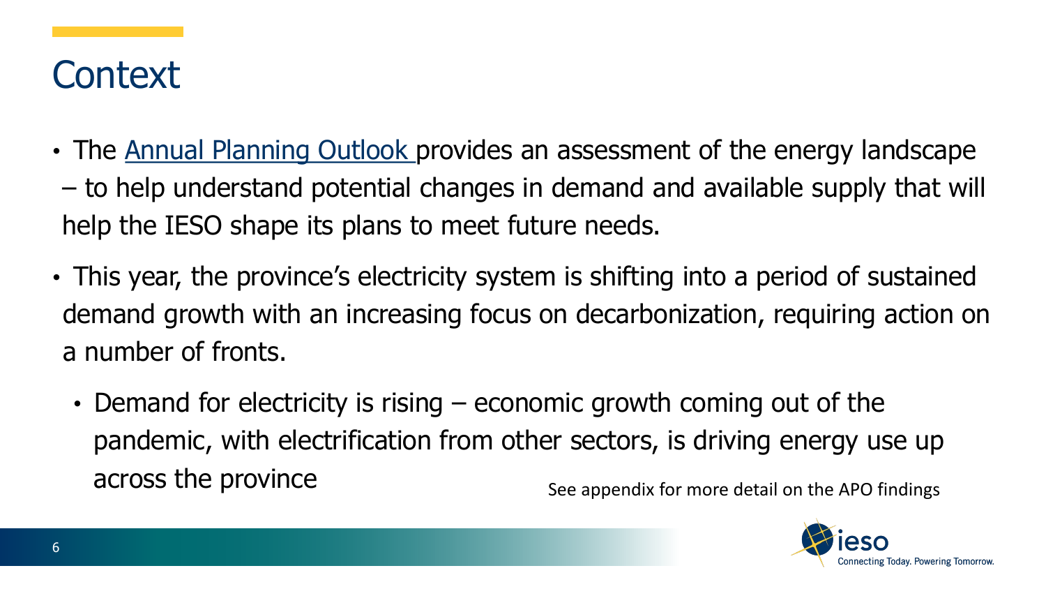# Context

- The Annual Planning Outlook provides an assessment of the energy landscape – to help understand potential changes in demand and available supply that will help the IESO shape its plans to meet future needs.
- This year, the province's electricity system is shifting into a period of sustained demand growth with an increasing focus on decarbonization, requiring action on a number of fronts.
  - Demand for electricity is rising – economic growth coming out of the pandemic, with electrification from other sectors, is driving energy use up across the province

See appendix for more detail on the APO findings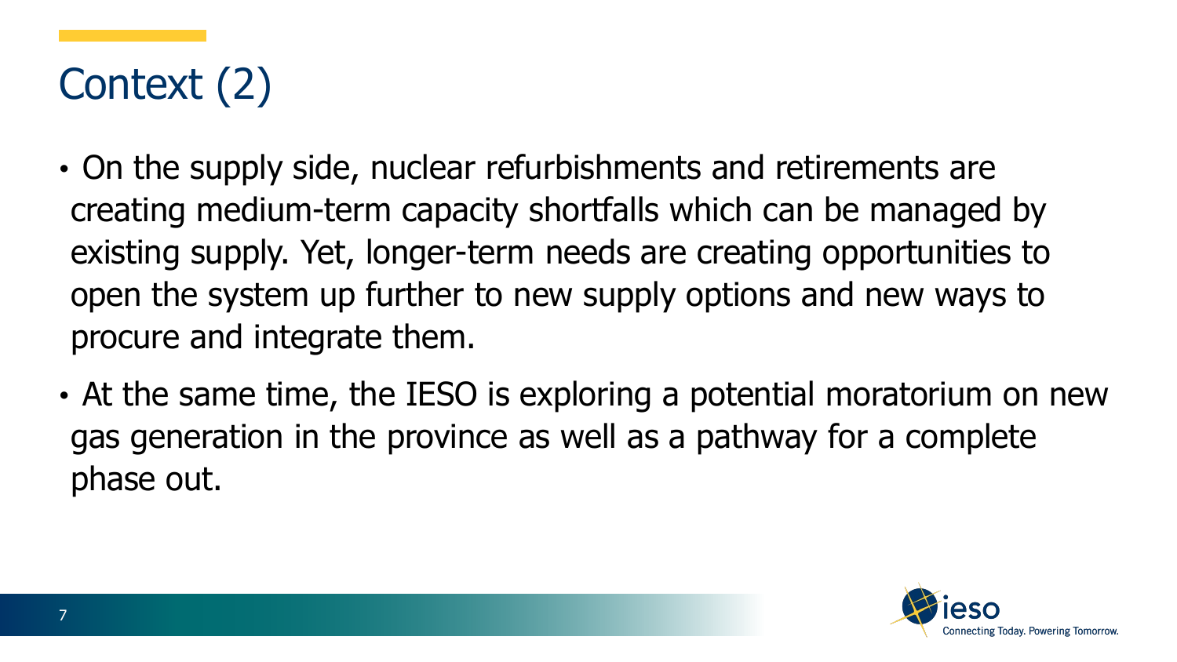# Context (2)

- On the supply side, nuclear refurbishments and retirements are creating medium-term capacity shortfalls which can be managed by existing supply. Yet, longer-term needs are creating opportunities to open the system up further to new supply options and new ways to procure and integrate them.
- At the same time, the IESO is exploring a potential moratorium on new gas generation in the province as well as a pathway for a complete phase out.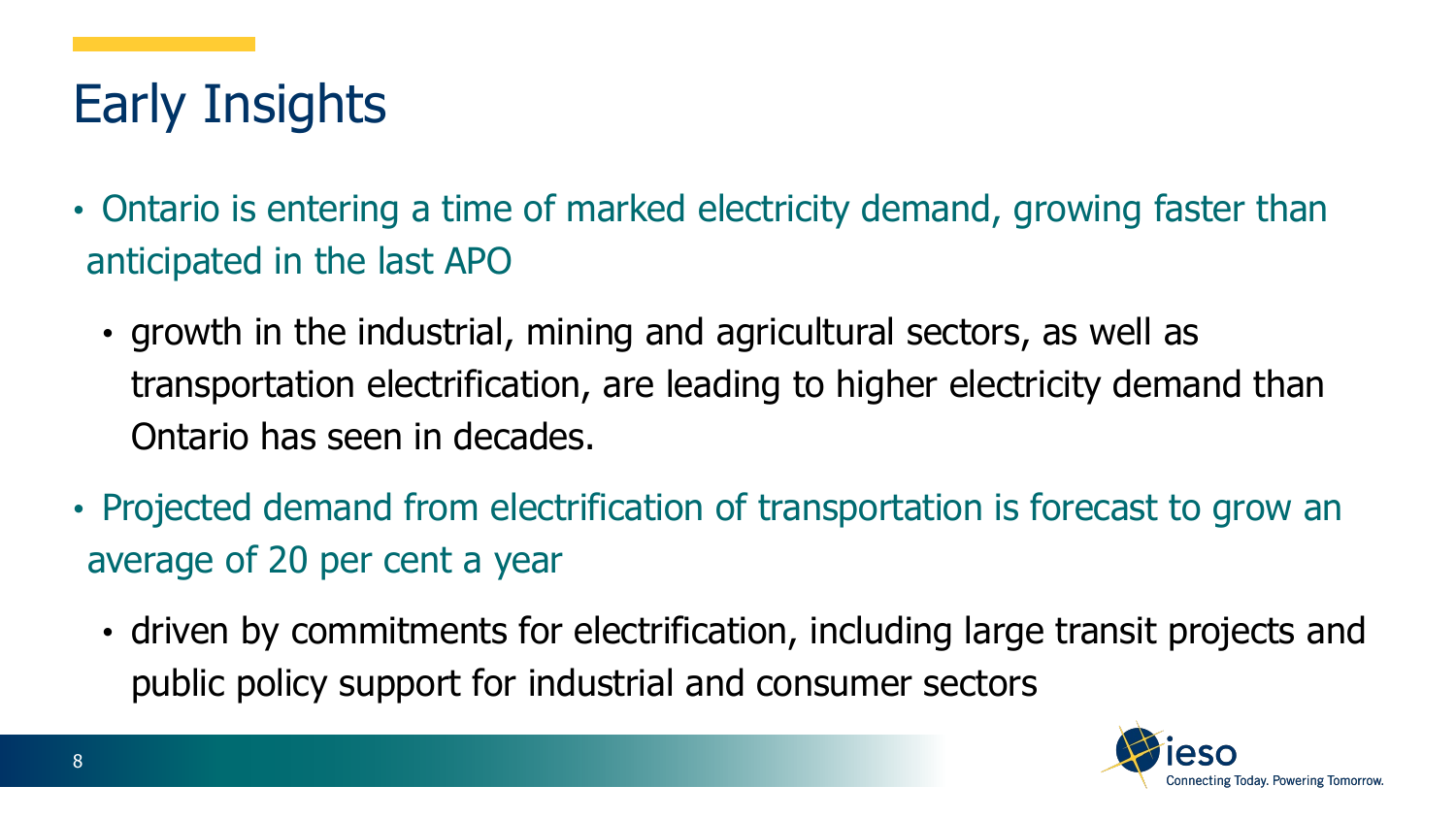# Early Insights

- Ontario is entering a time of marked electricity demand, growing faster than anticipated in the last APO
    - growth in the industrial, mining and agricultural sectors, as well as transportation electrification, are leading to higher electricity demand than Ontario has seen in decades.
- Projected demand from electrification of transportation is forecast to grow an average of 20 per cent a year
    - driven by commitments for electrification, including large transit projects and public policy support for industrial and consumer sectors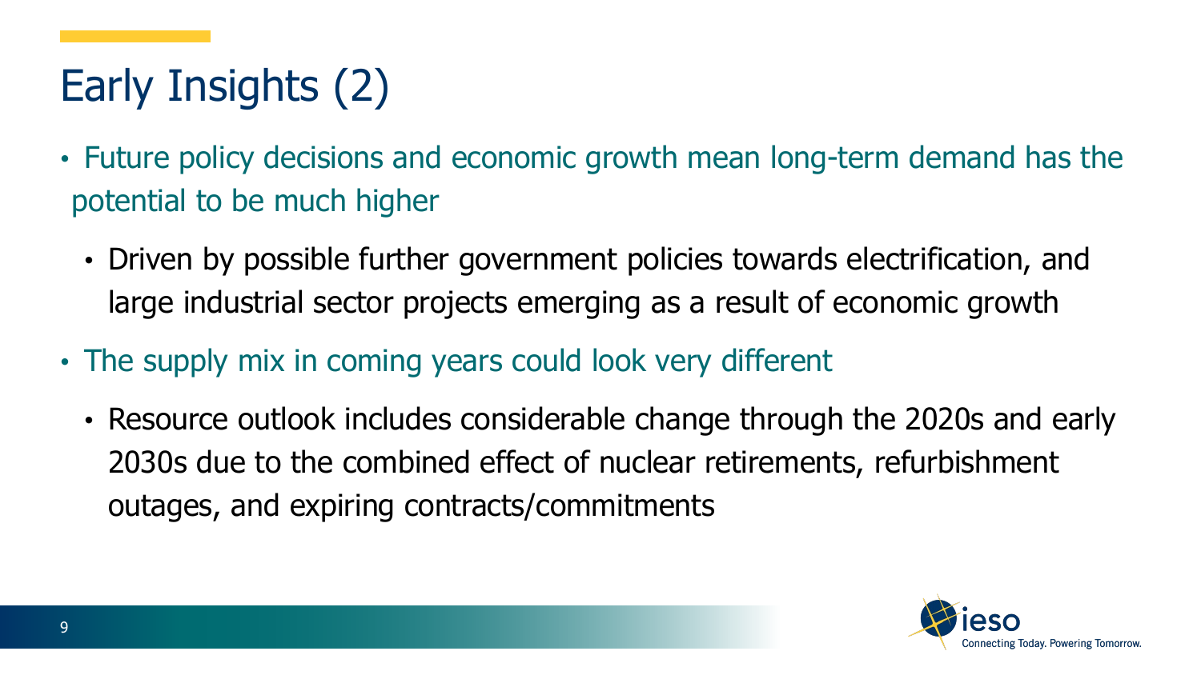# Early Insights (2)

- Future policy decisions and economic growth mean long-term demand has the potential to be much higher
  - Driven by possible further government policies towards electrification, and large industrial sector projects emerging as a result of economic growth
- The supply mix in coming years could look very different
  - Resource outlook includes considerable change through the 2020s and early 2030s due to the combined effect of nuclear retirements, refurbishment outages, and expiring contracts/commitments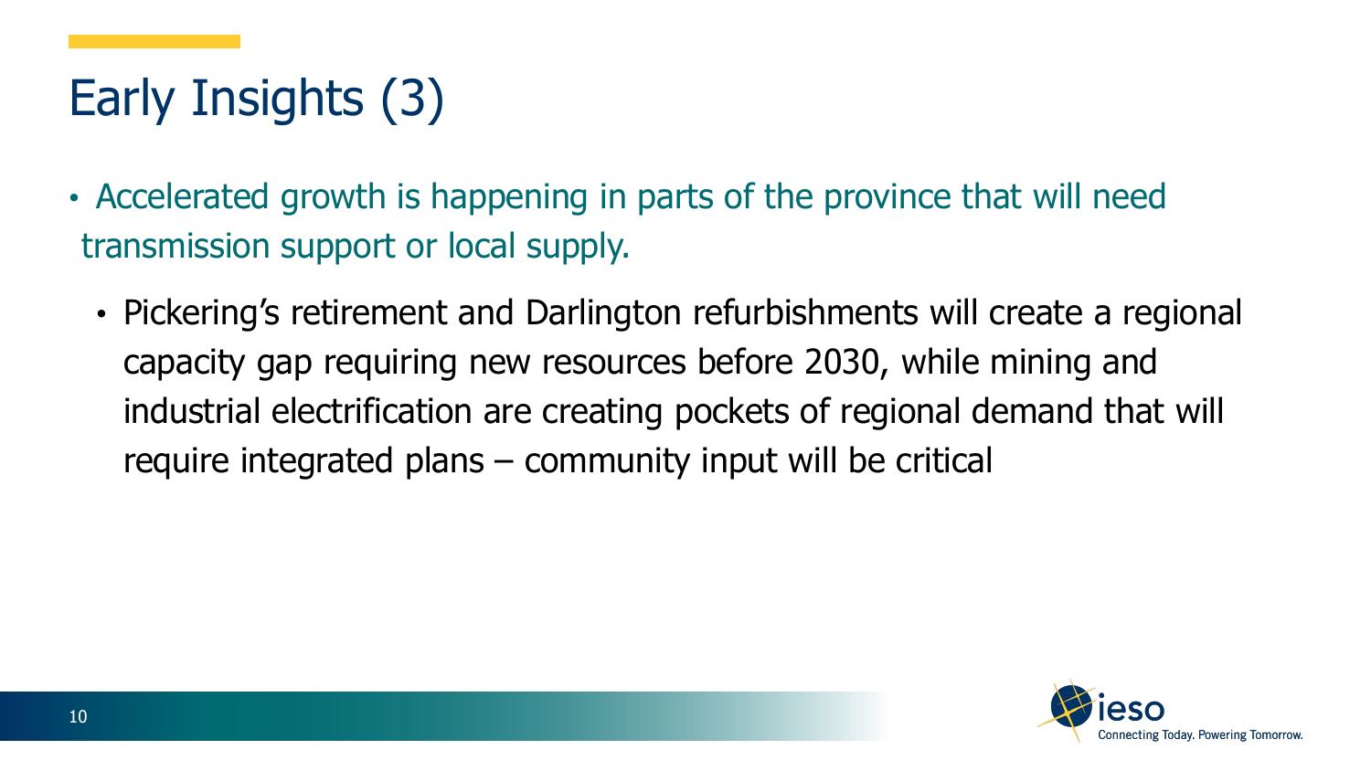# Early Insights (3)

- Accelerated growth is happening in parts of the province that will need transmission support or local supply.
  - Pickering's retirement and Darlington refurbishments will create a regional capacity gap requiring new resources before 2030, while mining and industrial electrification are creating pockets of regional demand that will require integrated plans – community input will be critical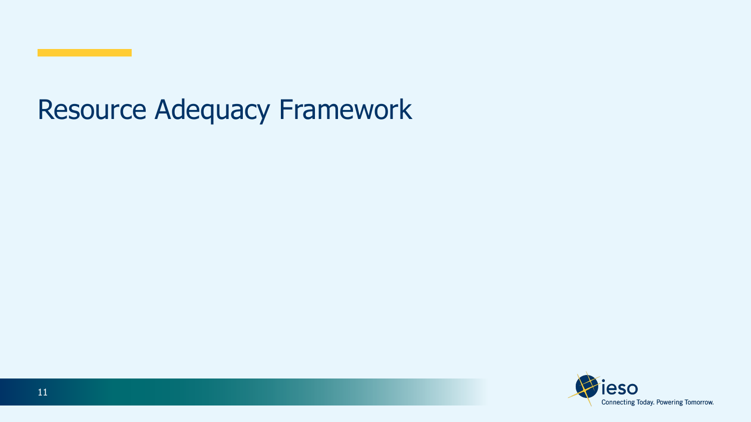# Resource Adequacy Framework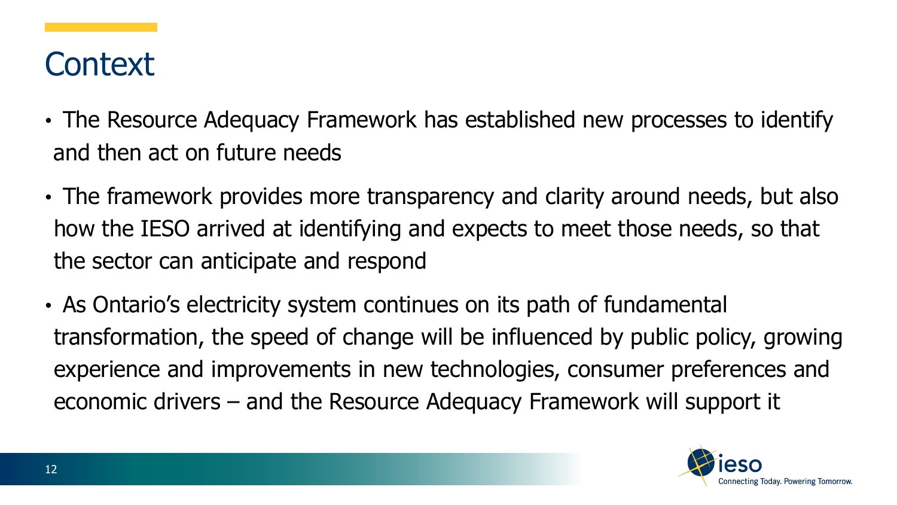# Context

- The Resource Adequacy Framework has established new processes to identify and then act on future needs
- The framework provides more transparency and clarity around needs, but also how the IESO arrived at identifying and expects to meet those needs, so that the sector can anticipate and respond
- As Ontario's electricity system continues on its path of fundamental transformation, the speed of change will be influenced by public policy, growing experience and improvements in new technologies, consumer preferences and economic drivers – and the Resource Adequacy Framework will support it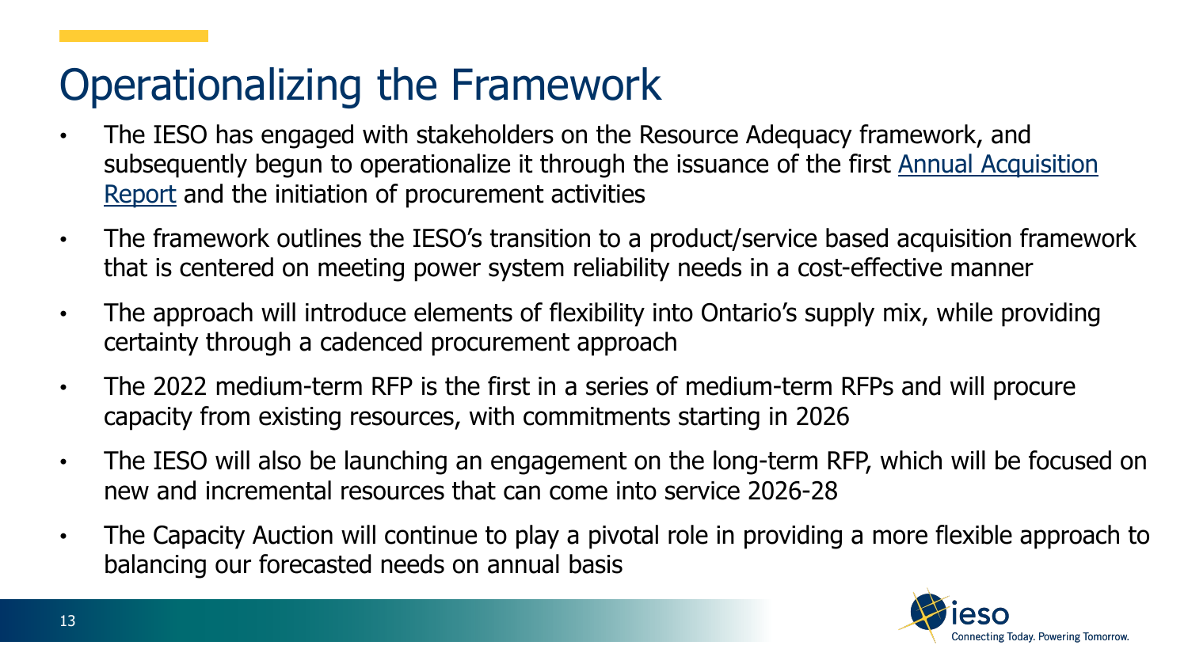# Operationalizing the Framework

- The IESO has engaged with stakeholders on the Resource Adequacy framework, and subsequently begun to operationalize it through the issuance of the first Annual Acquisition Report and the initiation of procurement activities
- The framework outlines the IESO's transition to a product/service based acquisition framework that is centered on meeting power system reliability needs in a cost-effective manner
- The approach will introduce elements of flexibility into Ontario's supply mix, while providing certainty through a cadenced procurement approach
- The 2022 medium-term RFP is the first in a series of medium-term RFPs and will procure capacity from existing resources, with commitments starting in 2026
- The IESO will also be launching an engagement on the long-term RFP, which will be focused on new and incremental resources that can come into service 2026-28
- The Capacity Auction will continue to play a pivotal role in providing a more flexible approach to balancing our forecasted needs on annual basis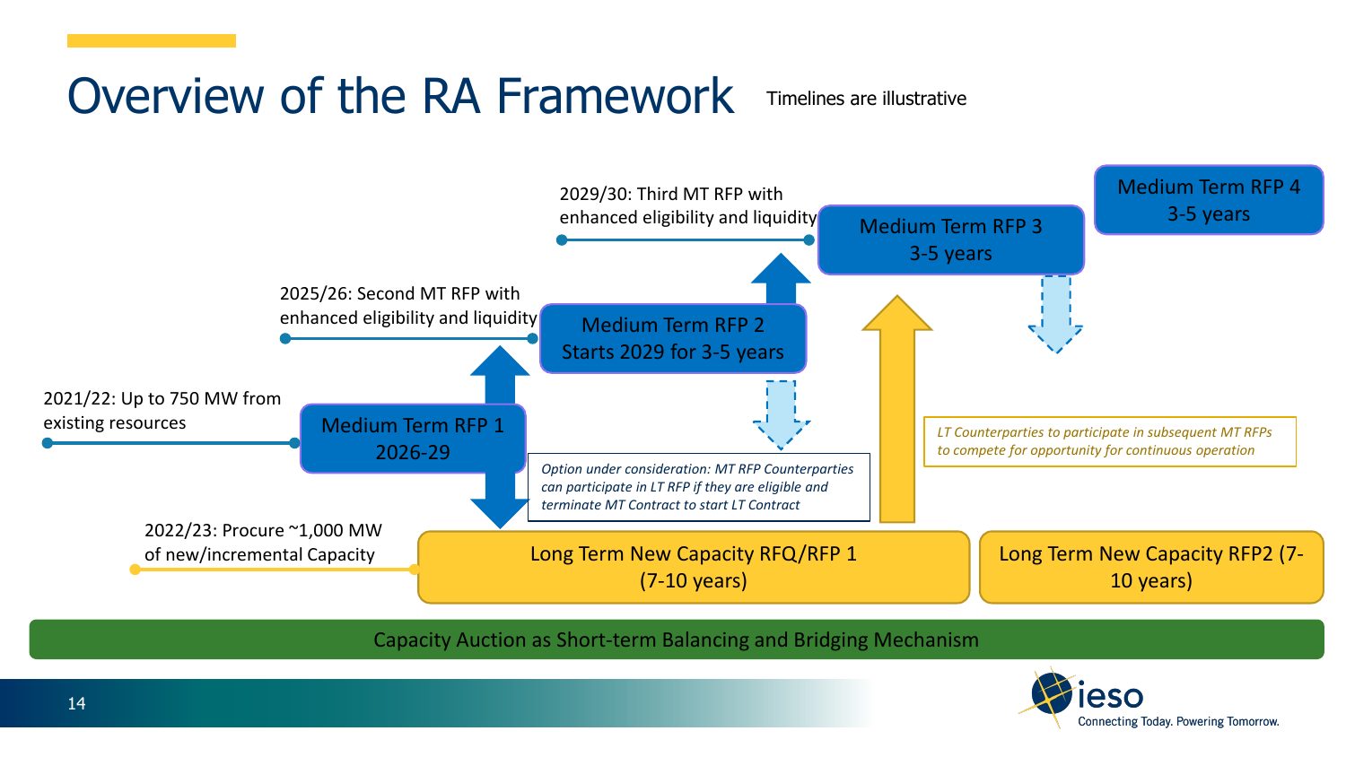# Overview of the RA Framework

Timelines are illustrative

2021/22: Up to 750 MW from existing resources

Medium Term RFP 1
2026-29

2025/26: Second MT RFP with enhanced eligibility and liquidity

Medium Term RFP 2
Starts 2029 for 3-5 years

2029/30: Third MT RFP with enhanced eligibility and liquidity

Medium Term RFP 3
3-5 years

Medium Term RFP 4
3-5 years

*Option under consideration: MT RFP Counterparties can participate in LT RFP if they are eligible and terminate MT Contract to start LT Contract*

*LT Counterparties to participate in subsequent MT RFPs to compete for opportunity for continuous operation*

2022/23: Procure ~1,000 MW of new/incremental Capacity

Long Term New Capacity RFQ/RFP 1
(7-10 years)

Long Term New Capacity RFP2 (7-10 years)

Capacity Auction as Short-term Balancing and Bridging Mechanism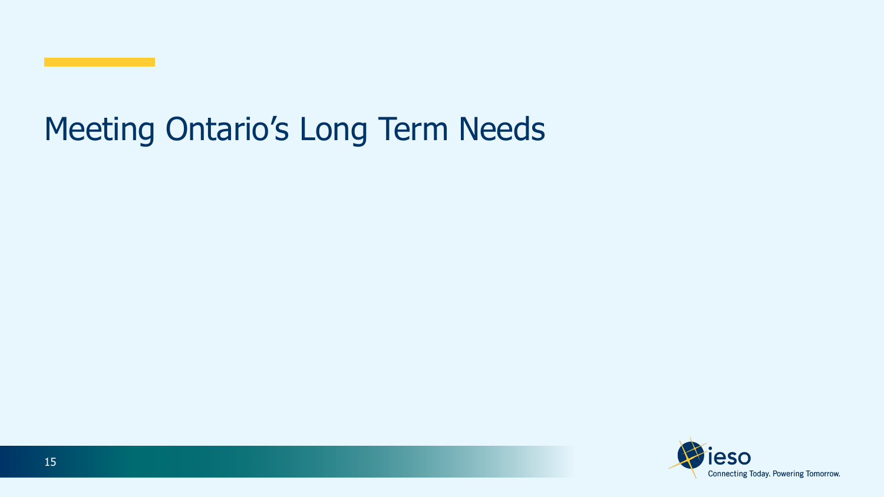# Meeting Ontario’s Long Term Needs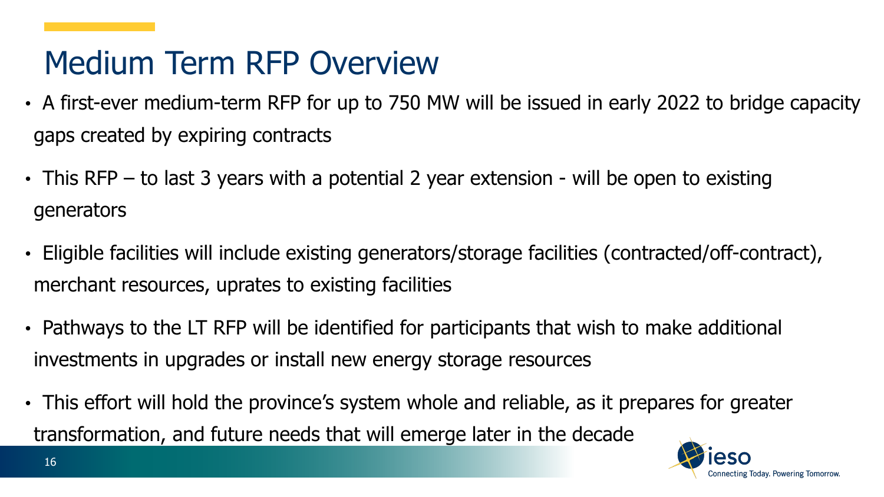# Medium Term RFP Overview

- A first-ever medium-term RFP for up to 750 MW will be issued in early 2022 to bridge capacity gaps created by expiring contracts
- This RFP – to last 3 years with a potential 2 year extension - will be open to existing generators
- Eligible facilities will include existing generators/storage facilities (contracted/off-contract), merchant resources, uprates to existing facilities
- Pathways to the LT RFP will be identified for participants that wish to make additional investments in upgrades or install new energy storage resources
- This effort will hold the province's system whole and reliable, as it prepares for greater transformation, and future needs that will emerge later in the decade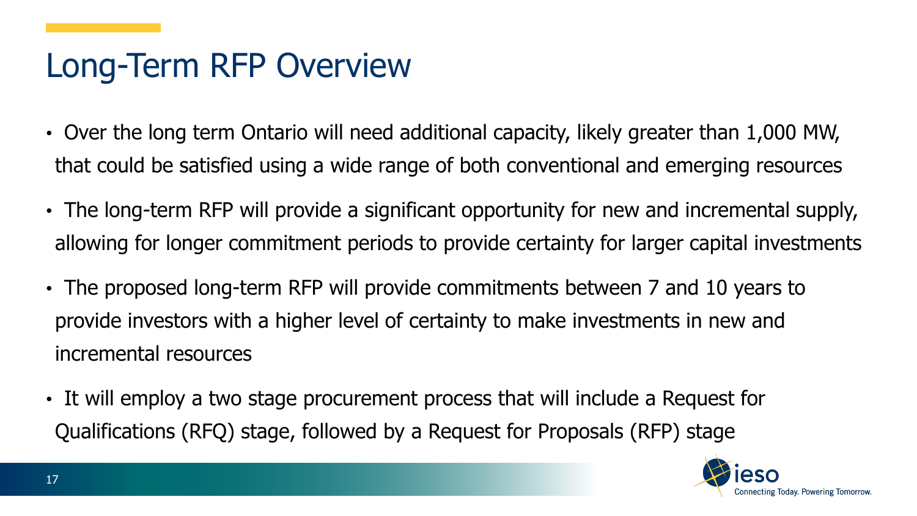# Long-Term RFP Overview

- Over the long term Ontario will need additional capacity, likely greater than 1,000 MW, that could be satisfied using a wide range of both conventional and emerging resources
- The long-term RFP will provide a significant opportunity for new and incremental supply, allowing for longer commitment periods to provide certainty for larger capital investments
- The proposed long-term RFP will provide commitments between 7 and 10 years to provide investors with a higher level of certainty to make investments in new and incremental resources
- It will employ a two stage procurement process that will include a Request for Qualifications (RFQ) stage, followed by a Request for Proposals (RFP) stage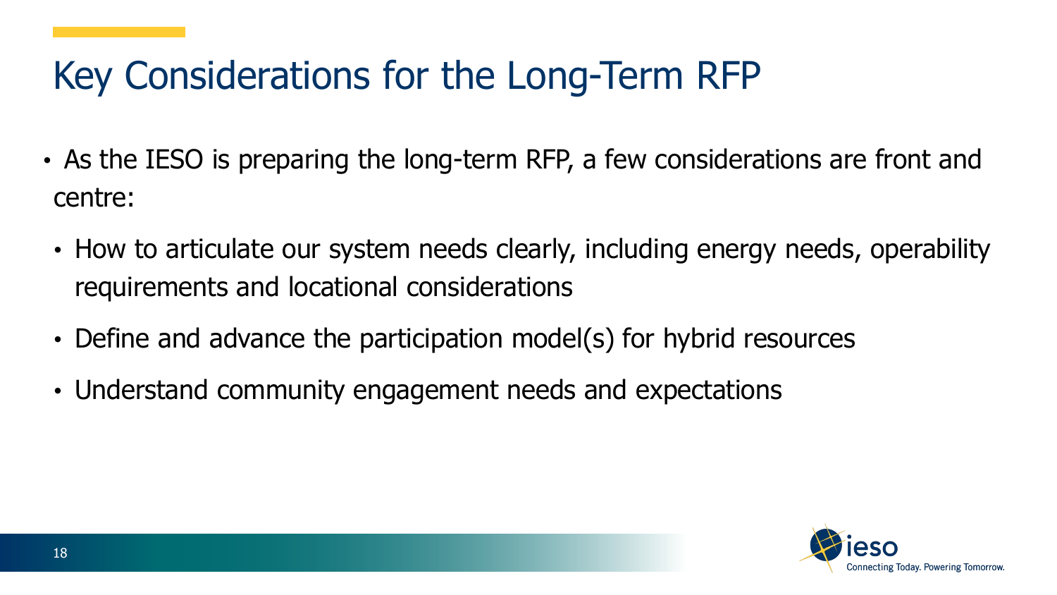# Key Considerations for the Long-Term RFP

- As the IESO is preparing the long-term RFP, a few considerations are front and centre:
  - How to articulate our system needs clearly, including energy needs, operability requirements and locational considerations
  - Define and advance the participation model(s) for hybrid resources
  - Understand community engagement needs and expectations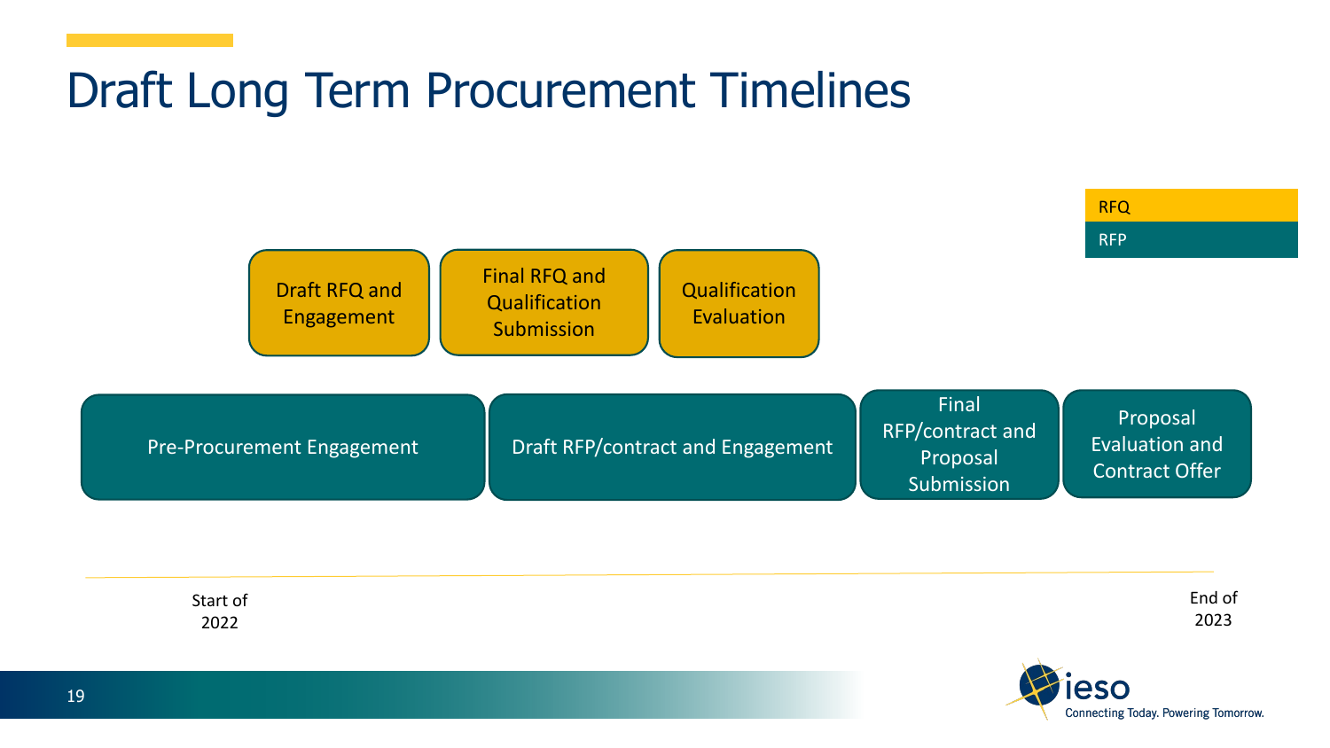# Draft Long Term Procurement Timelines

**Legend:** RFQ | RFP

**RFQ:**

- Draft RFQ and Engagement
- Final RFQ and Qualification Submission
- Qualification Evaluation

**RFP:**

- Pre-Procurement Engagement
- Draft RFP/contract and Engagement
- Final RFP/contract and Proposal Submission
- Proposal Evaluation and Contract Offer

Start of 2022

End of 2023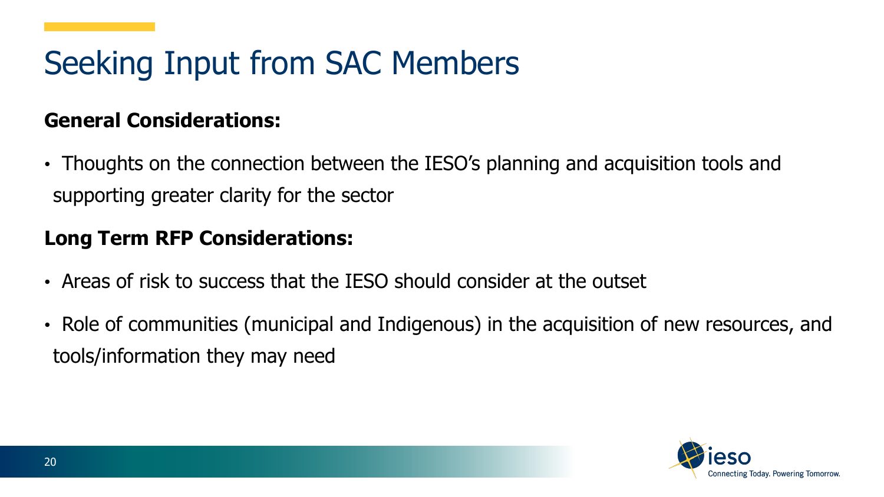# Seeking Input from SAC Members

**General Considerations:**

- Thoughts on the connection between the IESO's planning and acquisition tools and supporting greater clarity for the sector

**Long Term RFP Considerations:**

- Areas of risk to success that the IESO should consider at the outset
- Role of communities (municipal and Indigenous) in the acquisition of new resources, and tools/information they may need